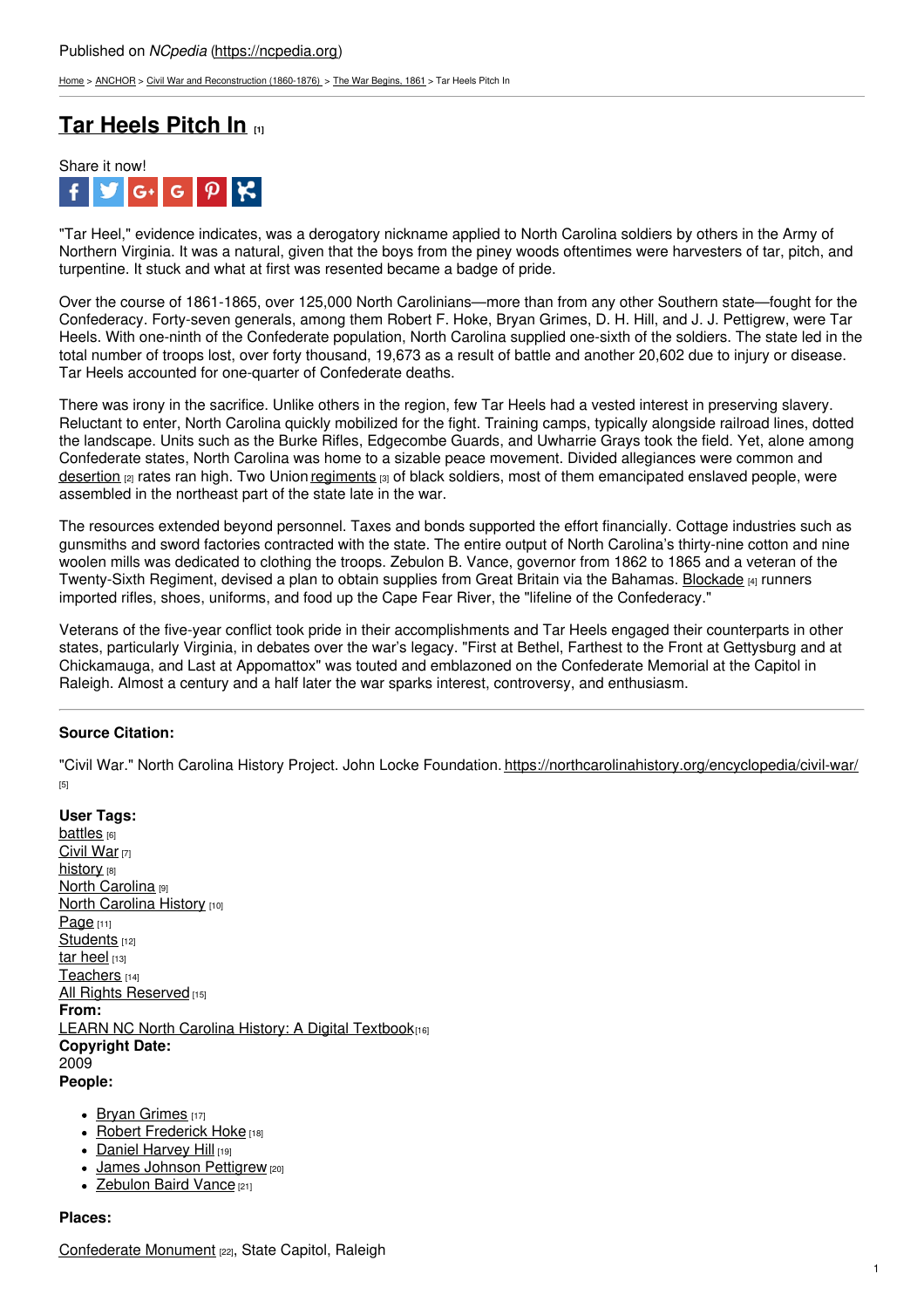Published on *NCpedia* (https://ncpedia.org)

Home > ANCHOR > Civil War and Reconstruction (1860-1876) > The War Begins, 1861 > Tar Heels Pitch In

# Tar Heels Pitch In [1]

Share it now!

"Tar Heel," evidence indicates, was a derogatory nickname applied to North Carolina soldiers by others in the Army of Northern Virginia. It was a natural, given that the boys from the piney woods oftentimes were harvesters of tar, pitch, and turpentine. It stuck and what at first was resented became a badge of pride.

Over the course of 1861-1865, over 125,000 North Carolinians—more than from any other Southern state—fought for the Confederacy. Forty-seven generals, among them Robert F. Hoke, Bryan Grimes, D. H. Hill, and J. J. Pettigrew, were Tar Heels. With one-ninth of the Confederate population, North Carolina supplied one-sixth of the soldiers. The state led in the total number of troops lost, over forty thousand, 19,673 as a result of battle and another 20,602 due to injury or disease. Tar Heels accounted for one-quarter of Confederate deaths.

There was irony in the sacrifice. Unlike others in the region, few Tar Heels had a vested interest in preserving slavery. Reluctant to enter, North Carolina quickly mobilized for the fight. Training camps, typically alongside railroad lines, dotted the landscape. Units such as the Burke Rifles, Edgecombe Guards, and Uwharrie Grays took the field. Yet, alone among Confederate states, North Carolina was home to a sizable peace movement. Divided allegiances were common and desertion [2] rates ran high. Two Union regiments [3] of black soldiers, most of them emancipated enslaved people, were assembled in the northeast part of the state late in the war.

The resources extended beyond personnel. Taxes and bonds supported the effort financially. Cottage industries such as gunsmiths and sword factories contracted with the state. The entire output of North Carolina's thirty-nine cotton and nine woolen mills was dedicated to clothing the troops. Zebulon B. Vance, governor from 1862 to 1865 and a veteran of the Twenty-Sixth Regiment, devised a plan to obtain supplies from Great Britain via the Bahamas. Blockade [4] runners imported rifles, shoes, uniforms, and food up the Cape Fear River, the "lifeline of the Confederacy."

Veterans of the five-year conflict took pride in their accomplishments and Tar Heels engaged their counterparts in other states, particularly Virginia, in debates over the war's legacy. "First at Bethel, Farthest to the Front at Gettysburg and at Chickamauga, and Last at Appomattox" was touted and emblazoned on the Confederate Memorial at the Capitol in Raleigh. Almost a century and a half later the war sparks interest, controversy, and enthusiasm.

---

**Source Citation:**

"Civil War." North Carolina History Project. John Locke Foundation. https://northcarolinahistory.org/encyclopedia/civil-war/ [5]

**User Tags:**
battles [6]
Civil War [7]
history [8]
North Carolina [9]
North Carolina History [10]
Page [11]
Students [12]
tar heel [13]
Teachers [14]
All Rights Reserved [15]

**From:**
LEARN NC North Carolina History: A Digital Textbook [16]

**Copyright Date:**
2009

**People:**

- Bryan Grimes [17]
- Robert Frederick Hoke [18]
- Daniel Harvey Hill [19]
- James Johnson Pettigrew [20]
- Zebulon Baird Vance [21]

**Places:**

Confederate Monument [22], State Capitol, Raleigh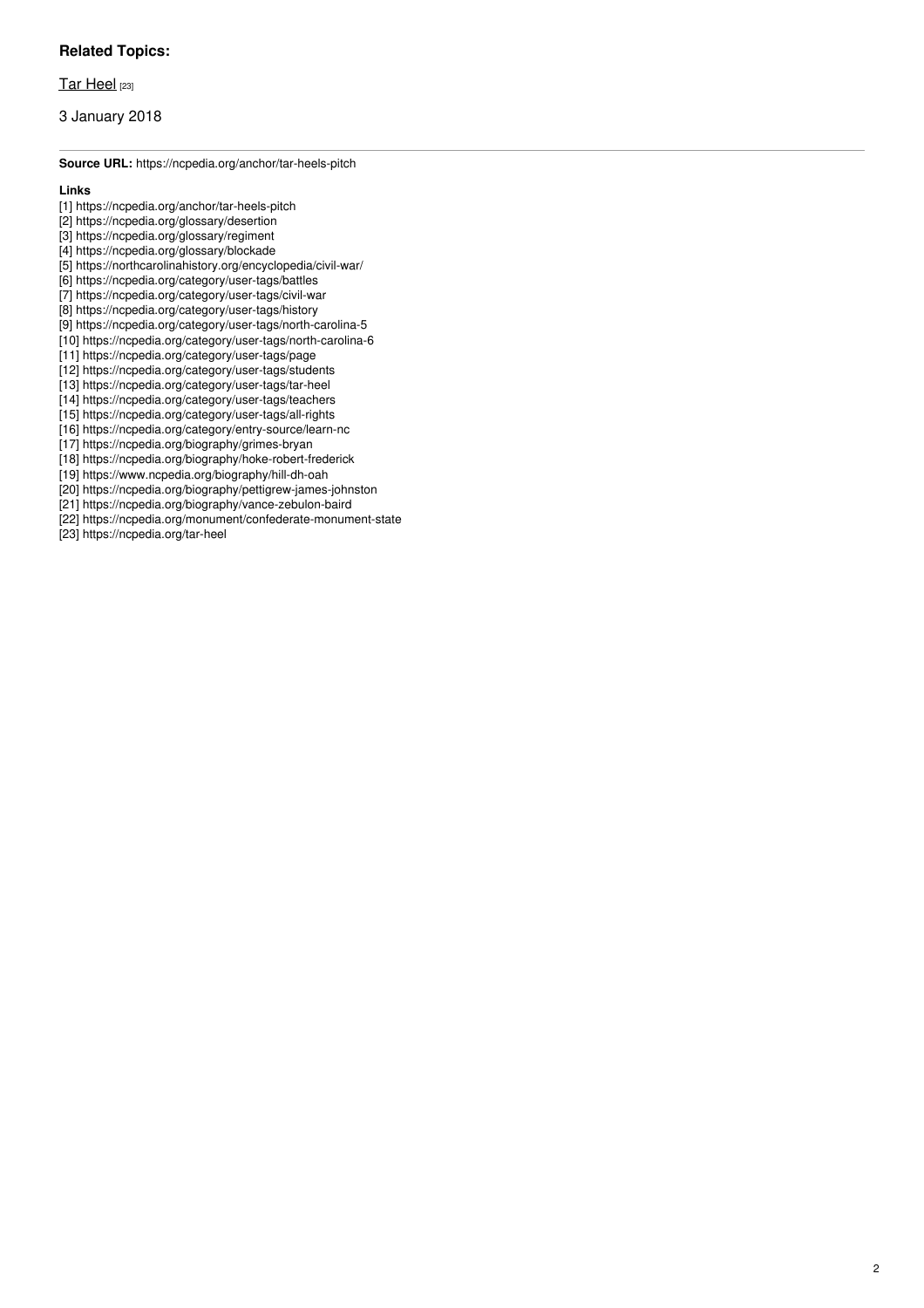**Related Topics:**

Tar Heel [23]

3 January 2018

---

**Source URL:** https://ncpedia.org/anchor/tar-heels-pitch

**Links**

[1] https://ncpedia.org/anchor/tar-heels-pitch
[2] https://ncpedia.org/glossary/desertion
[3] https://ncpedia.org/glossary/regiment
[4] https://ncpedia.org/glossary/blockade
[5] https://northcarolinahistory.org/encyclopedia/civil-war/
[6] https://ncpedia.org/category/user-tags/battles
[7] https://ncpedia.org/category/user-tags/civil-war
[8] https://ncpedia.org/category/user-tags/history
[9] https://ncpedia.org/category/user-tags/north-carolina-5
[10] https://ncpedia.org/category/user-tags/north-carolina-6
[11] https://ncpedia.org/category/user-tags/page
[12] https://ncpedia.org/category/user-tags/students
[13] https://ncpedia.org/category/user-tags/tar-heel
[14] https://ncpedia.org/category/user-tags/teachers
[15] https://ncpedia.org/category/user-tags/all-rights
[16] https://ncpedia.org/category/entry-source/learn-nc
[17] https://ncpedia.org/biography/grimes-bryan
[18] https://ncpedia.org/biography/hoke-robert-frederick
[19] https://www.ncpedia.org/biography/hill-dh-oah
[20] https://ncpedia.org/biography/pettigrew-james-johnston
[21] https://ncpedia.org/biography/vance-zebulon-baird
[22] https://ncpedia.org/monument/confederate-monument-state
[23] https://ncpedia.org/tar-heel